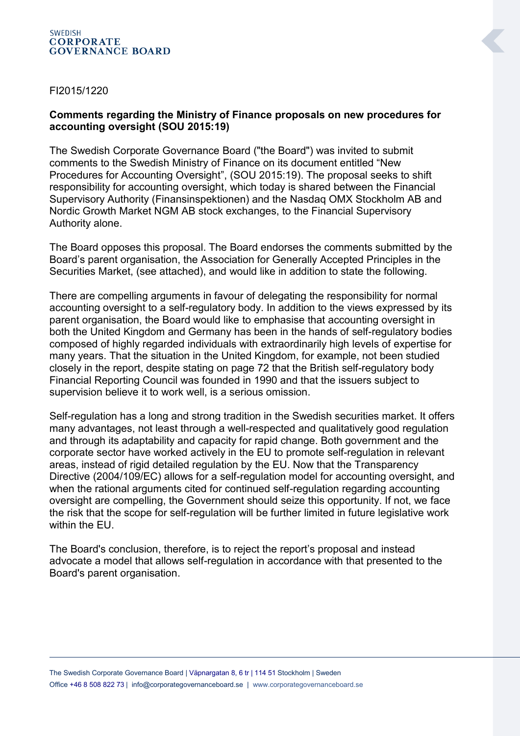SWEDISH
**CORPORATE GOVERNANCE BOARD**

FI2015/1220

**Comments regarding the Ministry of Finance proposals on new procedures for accounting oversight (SOU 2015:19)**

The Swedish Corporate Governance Board ("the Board") was invited to submit comments to the Swedish Ministry of Finance on its document entitled "New Procedures for Accounting Oversight", (SOU 2015:19). The proposal seeks to shift responsibility for accounting oversight, which today is shared between the Financial Supervisory Authority (Finansinspektionen) and the Nasdaq OMX Stockholm AB and Nordic Growth Market NGM AB stock exchanges, to the Financial Supervisory Authority alone.

The Board opposes this proposal. The Board endorses the comments submitted by the Board's parent organisation, the Association for Generally Accepted Principles in the Securities Market, (see attached), and would like in addition to state the following.

There are compelling arguments in favour of delegating the responsibility for normal accounting oversight to a self-regulatory body. In addition to the views expressed by its parent organisation, the Board would like to emphasise that accounting oversight in both the United Kingdom and Germany has been in the hands of self-regulatory bodies composed of highly regarded individuals with extraordinarily high levels of expertise for many years. That the situation in the United Kingdom, for example, not been studied closely in the report, despite stating on page 72 that the British self-regulatory body Financial Reporting Council was founded in 1990 and that the issuers subject to supervision believe it to work well, is a serious omission.

Self-regulation has a long and strong tradition in the Swedish securities market. It offers many advantages, not least through a well-respected and qualitatively good regulation and through its adaptability and capacity for rapid change. Both government and the corporate sector have worked actively in the EU to promote self-regulation in relevant areas, instead of rigid detailed regulation by the EU. Now that the Transparency Directive (2004/109/EC) allows for a self-regulation model for accounting oversight, and when the rational arguments cited for continued self-regulation regarding accounting oversight are compelling, the Government should seize this opportunity. If not, we face the risk that the scope for self-regulation will be further limited in future legislative work within the EU.

The Board's conclusion, therefore, is to reject the report's proposal and instead advocate a model that allows self-regulation in accordance with that presented to the Board's parent organisation.

The Swedish Corporate Governance Board | Väpnargatan 8, 6 tr | 114 51 Stockholm | Sweden
Office +46 8 508 822 73 | info@corporategovernanceboard.se | www.corporategovernanceboard.se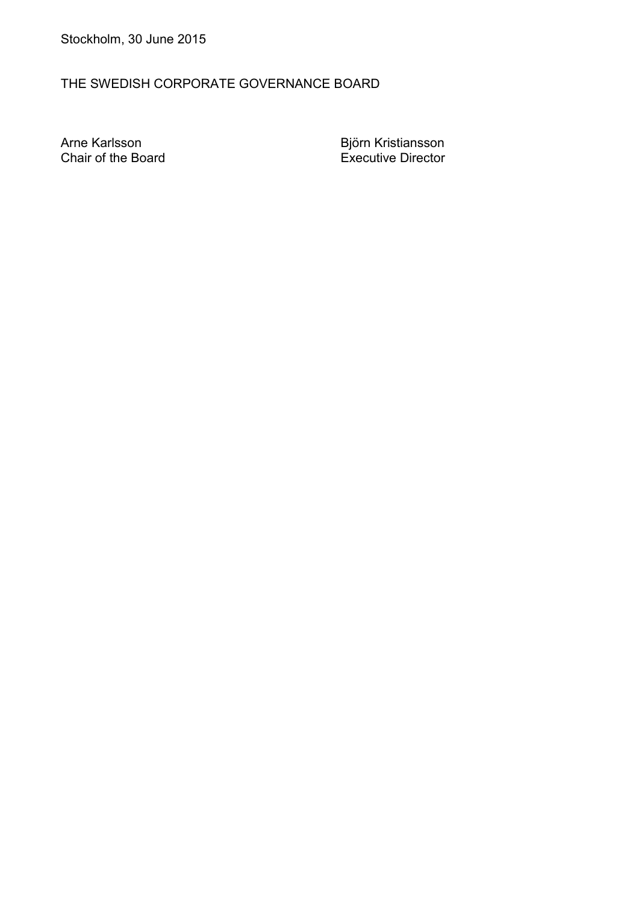Stockholm, 30 June 2015

THE SWEDISH CORPORATE GOVERNANCE BOARD

Arne Karlsson
Chair of the Board

Björn Kristiansson
Executive Director